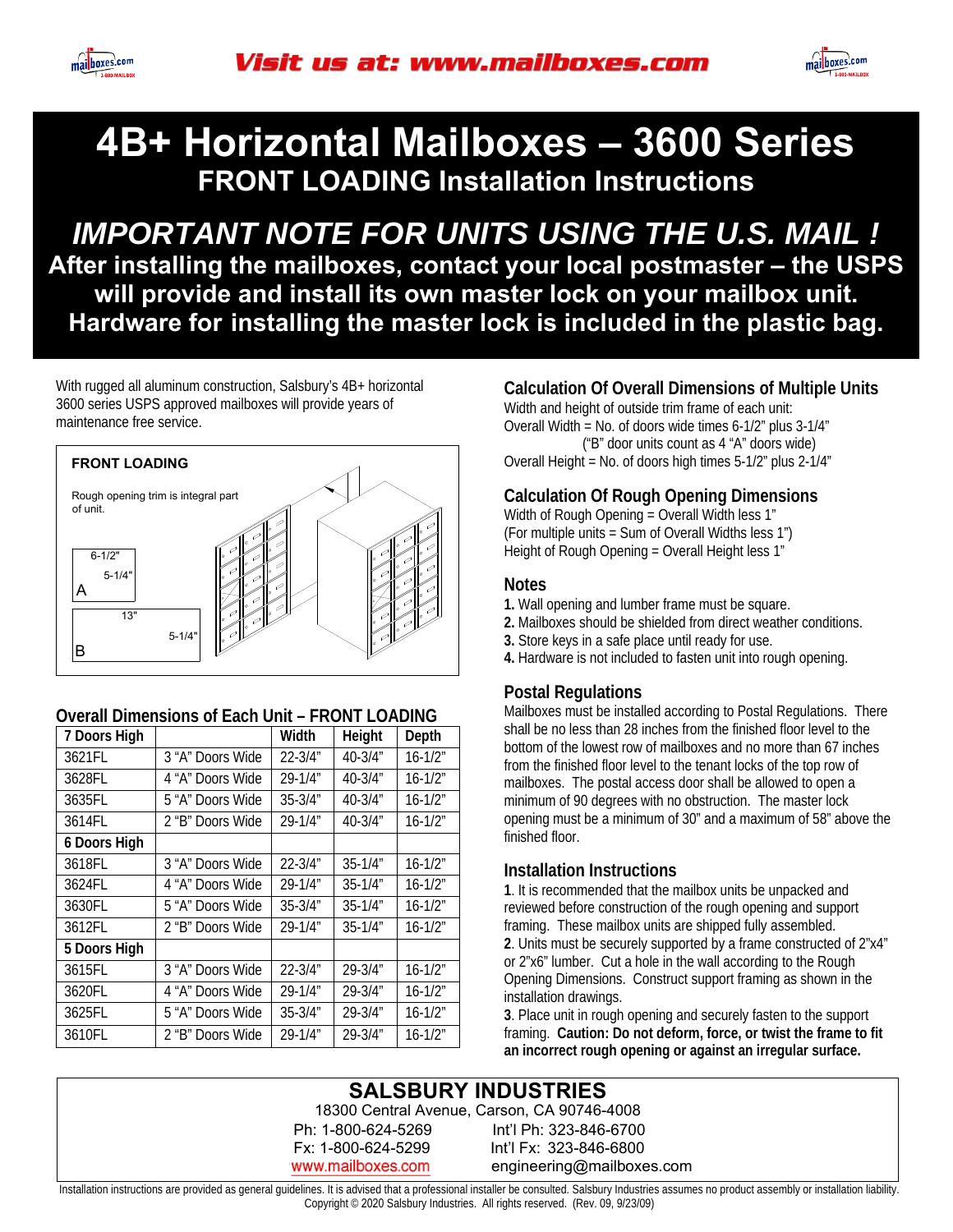Visit us at: www.mailboxes.com

# 4B+ Horizontal Mailboxes – 3600 Series

## FRONT LOADING Installation Instructions

## *IMPORTANT NOTE FOR UNITS USING THE U.S. MAIL !*

**After installing the mailboxes, contact your local postmaster – the USPS will provide and install its own master lock on your mailbox unit. Hardware for installing the master lock is included in the plastic bag.**

With rugged all aluminum construction, Salsbury's 4B+ horizontal 3600 series USPS approved mailboxes will provide years of maintenance free service.

**FRONT LOADING**

Rough opening trim is integral part of unit.

A: 6-1/2" × 5-1/4"

B: 13" × 5-1/4"

### Overall Dimensions of Each Unit – FRONT LOADING

| 7 Doors High | | Width | Height | Depth |
|---|---|---|---|---|
| 3621FL | 3 "A" Doors Wide | 22-3/4" | 40-3/4" | 16-1/2" |
| 3628FL | 4 "A" Doors Wide | 29-1/4" | 40-3/4" | 16-1/2" |
| 3635FL | 5 "A" Doors Wide | 35-3/4" | 40-3/4" | 16-1/2" |
| 3614FL | 2 "B" Doors Wide | 29-1/4" | 40-3/4" | 16-1/2" |
| **6 Doors High** | | | | |
| 3618FL | 3 "A" Doors Wide | 22-3/4" | 35-1/4" | 16-1/2" |
| 3624FL | 4 "A" Doors Wide | 29-1/4" | 35-1/4" | 16-1/2" |
| 3630FL | 5 "A" Doors Wide | 35-3/4" | 35-1/4" | 16-1/2" |
| 3612FL | 2 "B" Doors Wide | 29-1/4" | 35-1/4" | 16-1/2" |
| **5 Doors High** | | | | |
| 3615FL | 3 "A" Doors Wide | 22-3/4" | 29-3/4" | 16-1/2" |
| 3620FL | 4 "A" Doors Wide | 29-1/4" | 29-3/4" | 16-1/2" |
| 3625FL | 5 "A" Doors Wide | 35-3/4" | 29-3/4" | 16-1/2" |
| 3610FL | 2 "B" Doors Wide | 29-1/4" | 29-3/4" | 16-1/2" |

### Calculation Of Overall Dimensions of Multiple Units

Width and height of outside trim frame of each unit:
Overall Width = No. of doors wide times 6-1/2" plus 3-1/4"
("B" door units count as 4 "A" doors wide)
Overall Height = No. of doors high times 5-1/2" plus 2-1/4"

### Calculation Of Rough Opening Dimensions

Width of Rough Opening = Overall Width less 1"
(For multiple units = Sum of Overall Widths less 1")
Height of Rough Opening = Overall Height less 1"

### Notes

**1.** Wall opening and lumber frame must be square.
**2.** Mailboxes should be shielded from direct weather conditions.
**3.** Store keys in a safe place until ready for use.
**4.** Hardware is not included to fasten unit into rough opening.

### Postal Regulations

Mailboxes must be installed according to Postal Regulations. There shall be no less than 28 inches from the finished floor level to the bottom of the lowest row of mailboxes and no more than 67 inches from the finished floor level to the tenant locks of the top row of mailboxes. The postal access door shall be allowed to open a minimum of 90 degrees with no obstruction. The master lock opening must be a minimum of 30" and a maximum of 58" above the finished floor.

### Installation Instructions

**1**. It is recommended that the mailbox units be unpacked and reviewed before construction of the rough opening and support framing. These mailbox units are shipped fully assembled.
**2**. Units must be securely supported by a frame constructed of 2"x4" or 2"x6" lumber. Cut a hole in the wall according to the Rough Opening Dimensions. Construct support framing as shown in the installation drawings.
**3**. Place unit in rough opening and securely fasten to the support framing. **Caution: Do not deform, force, or twist the frame to fit an incorrect rough opening or against an irregular surface.**

**SALSBURY INDUSTRIES**
18300 Central Avenue, Carson, CA 90746-4008
Ph: 1-800-624-5269 Int'l Ph: 323-846-6700
Fx: 1-800-624-5299 Int'l Fx: 323-846-6800
www.mailboxes.com engineering@mailboxes.com

Installation instructions are provided as general guidelines. It is advised that a professional installer be consulted. Salsbury Industries assumes no product assembly or installation liability. Copyright © 2020 Salsbury Industries. All rights reserved. (Rev. 09, 9/23/09)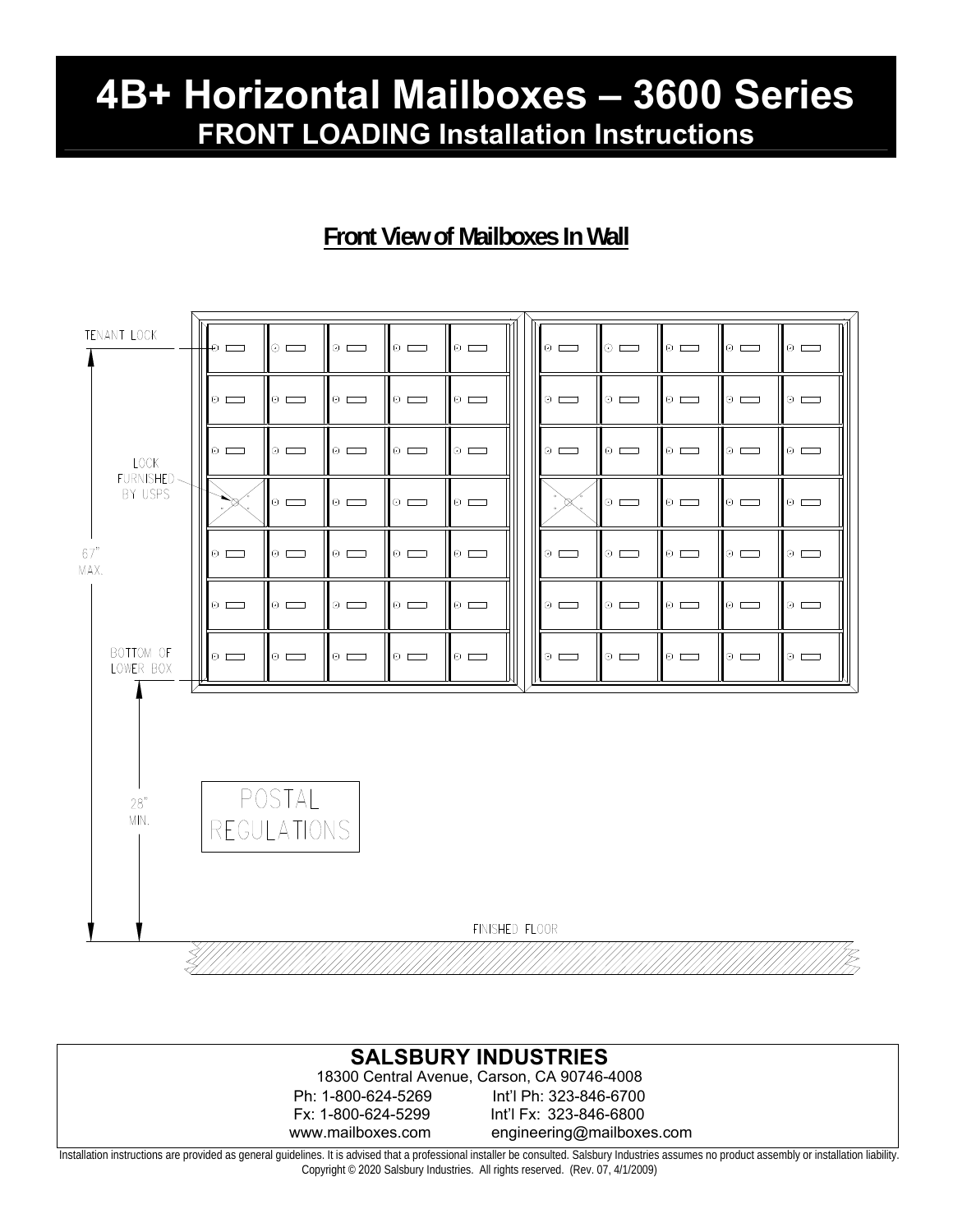# 4B+ Horizontal Mailboxes – 3600 Series

## FRONT LOADING Installation Instructions

### Front View of Mailboxes In Wall

TENANT LOCK

LOCK FURNISHED BY USPS

67" MAX.

BOTTOM OF LOWER BOX

28" MIN.

POSTAL REGULATIONS

FINISHED FLOOR

**SALSBURY INDUSTRIES**

18300 Central Avenue, Carson, CA 90746-4008

Ph: 1-800-624-5269 Int'l Ph: 323-846-6700

Fx: 1-800-624-5299 Int'l Fx: 323-846-6800

www.mailboxes.com engineering@mailboxes.com

Installation instructions are provided as general guidelines. It is advised that a professional installer be consulted. Salsbury Industries assumes no product assembly or installation liability.

Copyright © 2020 Salsbury Industries. All rights reserved. (Rev. 07, 4/1/2009)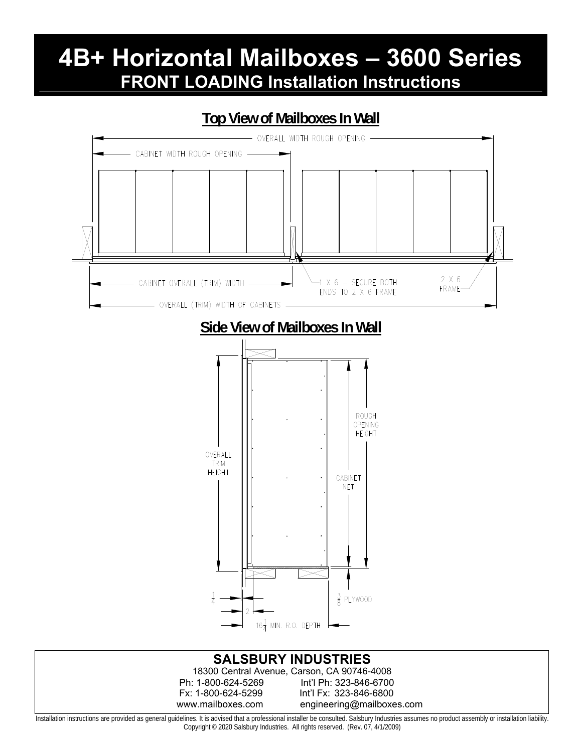# 4B+ Horizontal Mailboxes – 3600 Series

## FRONT LOADING Installation Instructions

### Top View of Mailboxes In Wall

OVERALL WIDTH ROUGH OPENING

CABINET WIDTH ROUGH OPENING

CABINET OVERALL (TRIM) WIDTH

1 X 6 – SECURE BOTH ENDS TO 2 X 6 FRAME

2 X 6 FRAME

OVERALL (TRIM) WIDTH OF CABINETS

### Side View of Mailboxes In Wall

ROUGH OPENING HEIGHT

OVERALL TRIM HEIGHT

CABINET NET

$\frac{1}{4}$

2

$\frac{3}{8}$ PLYWOOD

$16\frac{1}{4}$ MIN. R.O. DEPTH

**SALSBURY INDUSTRIES**

18300 Central Avenue, Carson, CA 90746-4008

Ph: 1-800-624-5269 Int'l Ph: 323-846-6700

Fx: 1-800-624-5299 Int'l Fx: 323-846-6800

www.mailboxes.com engineering@mailboxes.com

Installation instructions are provided as general guidelines. It is advised that a professional installer be consulted. Salsbury Industries assumes no product assembly or installation liability. Copyright © 2020 Salsbury Industries. All rights reserved. (Rev. 07, 4/1/2009)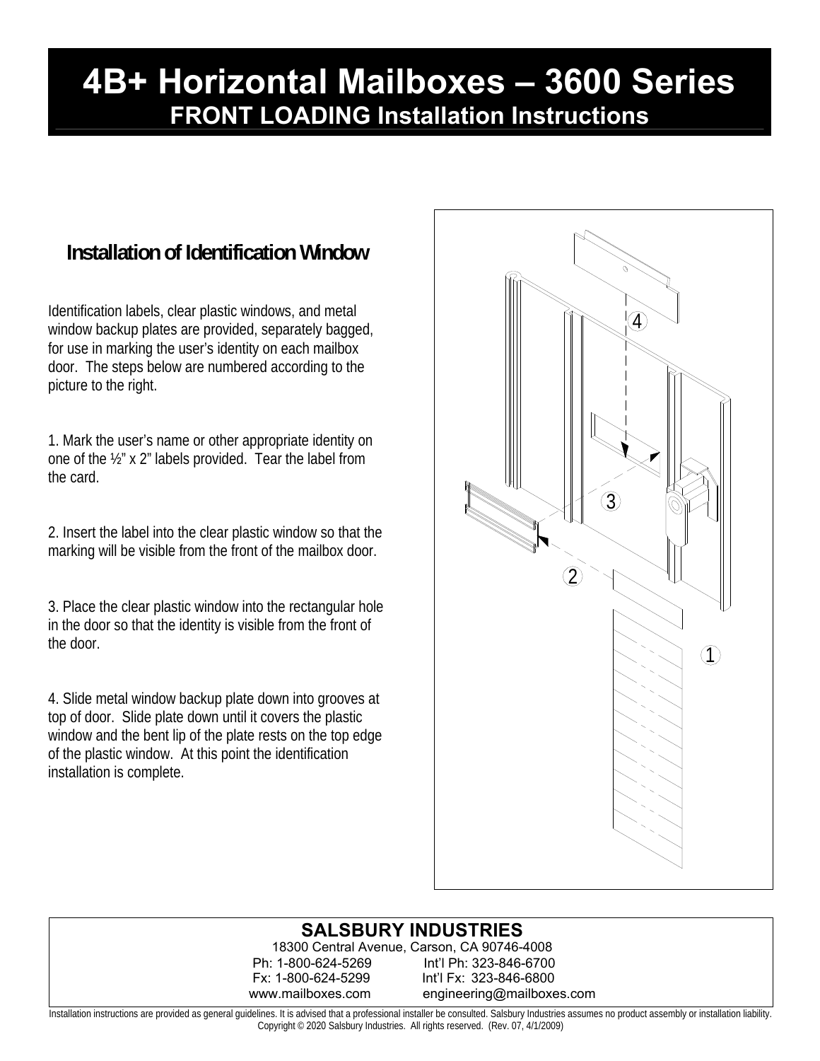# 4B+ Horizontal Mailboxes – 3600 Series

## FRONT LOADING Installation Instructions

### Installation of Identification Window

Identification labels, clear plastic windows, and metal window backup plates are provided, separately bagged, for use in marking the user's identity on each mailbox door. The steps below are numbered according to the picture to the right.

1. Mark the user's name or other appropriate identity on one of the ½" x 2" labels provided. Tear the label from the card.

2. Insert the label into the clear plastic window so that the marking will be visible from the front of the mailbox door.

3. Place the clear plastic window into the rectangular hole in the door so that the identity is visible from the front of the door.

4. Slide metal window backup plate down into grooves at top of door. Slide plate down until it covers the plastic window and the bent lip of the plate rests on the top edge of the plastic window. At this point the identification installation is complete.

4

3

2

1

**SALSBURY INDUSTRIES**

18300 Central Avenue, Carson, CA 90746-4008

Ph: 1-800-624-5269 Int'l Ph: 323-846-6700

Fx: 1-800-624-5299 Int'l Fx: 323-846-6800

www.mailboxes.com engineering@mailboxes.com

Installation instructions are provided as general guidelines. It is advised that a professional installer be consulted. Salsbury Industries assumes no product assembly or installation liability.

Copyright © 2020 Salsbury Industries. All rights reserved. (Rev. 07, 4/1/2009)